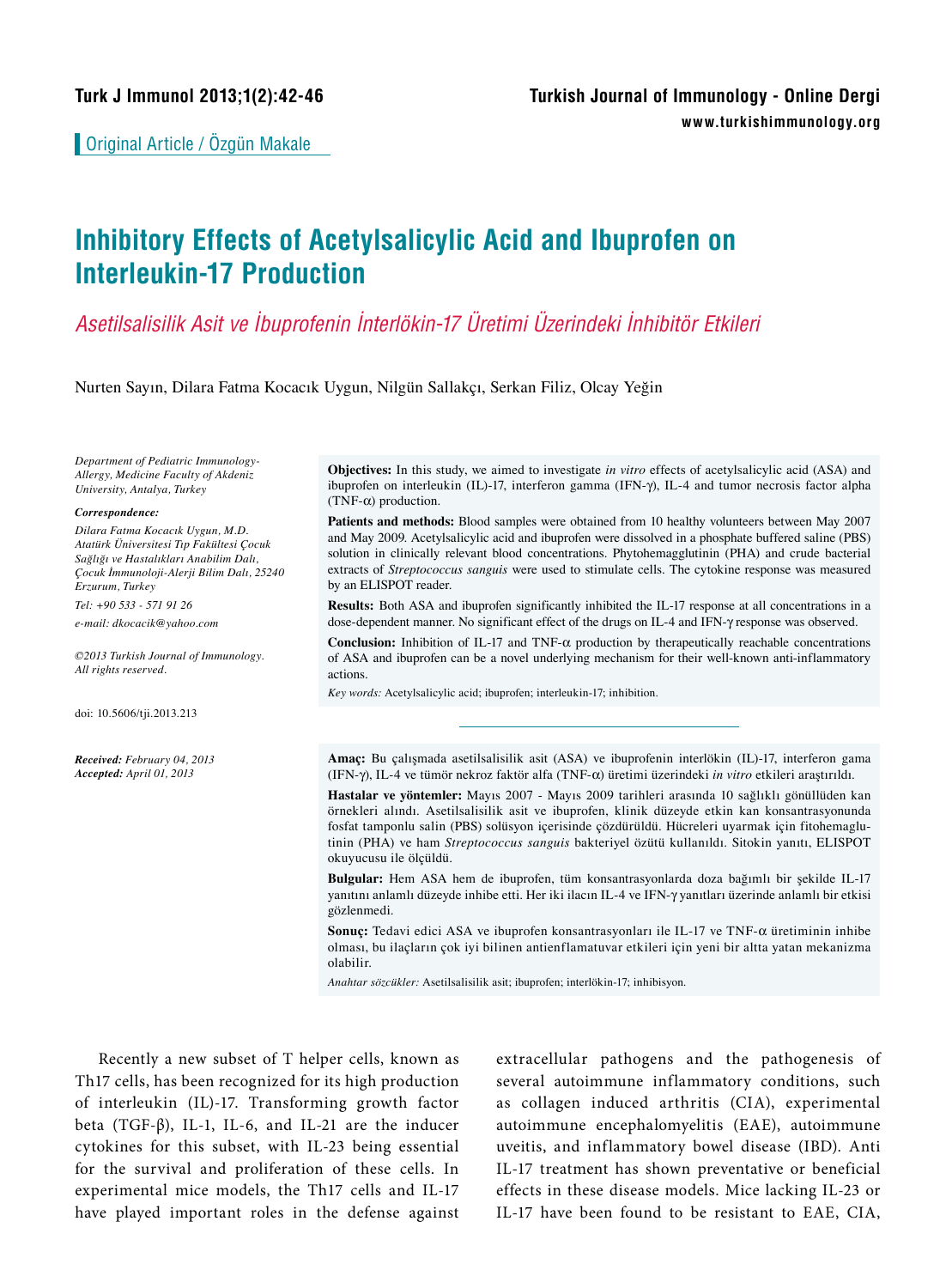Original Article / Özgün Makale

# Inhibitory Effects of Acetylsalicylic Acid and Ibuprofen on Interleukin-17 Production

## *Asetilsalisilik Asit ve İbuprofenin İnterlökin-17 Üretimi Üzerindeki İnhibitör Etkileri*

Nurten Sayın, Dilara Fatma Kocacık Uygun, Nilgün Sallakçı, Serkan Filiz, Olcay Yeğin

*Department of Pediatric Immunology-Allergy, Medicine Faculty of Akdeniz University, Antalya, Turkey*

***Correspondence:***

*Dilara Fatma Kocacık Uygun, M.D. Atatürk Üniversitesi Tıp Fakültesi Çocuk Sağlığı ve Hastalıkları Anabilim Dalı, Çocuk İmmunoloji-Alerji Bilim Dalı, 25240 Erzurum, Turkey*

*Tel: +90 533 - 571 91 26*

*e-mail: dkocacik@yahoo.com*

*©2013 Turkish Journal of Immunology. All rights reserved.*

doi: 10.5606/tji.2013.213

***Received:** February 04, 2013*
***Accepted:** April 01, 2013*

**Objectives:** In this study, we aimed to investigate *in vitro* effects of acetylsalicylic acid (ASA) and ibuprofen on interleukin (IL)-17, interferon gamma (IFN-γ), IL-4 and tumor necrosis factor alpha (TNF-α) production.

**Patients and methods:** Blood samples were obtained from 10 healthy volunteers between May 2007 and May 2009. Acetylsalicylic acid and ibuprofen were dissolved in a phosphate buffered saline (PBS) solution in clinically relevant blood concentrations. Phytohemagglutinin (PHA) and crude bacterial extracts of *Streptococcus sanguis* were used to stimulate cells. The cytokine response was measured by an ELISPOT reader.

**Results:** Both ASA and ibuprofen significantly inhibited the IL-17 response at all concentrations in a dose-dependent manner. No significant effect of the drugs on IL-4 and IFN-γ response was observed.

**Conclusion:** Inhibition of IL-17 and TNF-α production by therapeutically reachable concentrations of ASA and ibuprofen can be a novel underlying mechanism for their well-known anti-inflammatory actions.

*Key words:* Acetylsalicylic acid; ibuprofen; interleukin-17; inhibition.

**Amaç:** Bu çalışmada asetilsalisilik asit (ASA) ve ibuprofenin interlökin (IL)-17, interferon gama (IFN-γ), IL-4 ve tümör nekroz faktör alfa (TNF-α) üretimi üzerindeki *in vitro* etkileri araştırıldı.

**Hastalar ve yöntemler:** Mayıs 2007 - Mayıs 2009 tarihleri arasında 10 sağlıklı gönüllüden kan örnekleri alındı. Asetilsalisilik asit ve ibuprofen, klinik düzeyde etkin kan konsantrasyonunda fosfat tamponlu salin (PBS) solüsyon içerisinde çözdürüldü. Hücreleri uyarmak için fitohemaglutinin (PHA) ve ham *Streptococcus sanguis* bakteriyel özütü kullanıldı. Sitokin yanıtı, ELISPOT okuyucusu ile ölçüldü.

**Bulgular:** Hem ASA hem de ibuprofen, tüm konsantrasyonlarda doza bağımlı bir şekilde IL-17 yanıtını anlamlı düzeyde inhibe etti. Her iki ilacın IL-4 ve IFN-γ yanıtları üzerinde anlamlı bir etkisi gözlenmedi.

**Sonuç:** Tedavi edici ASA ve ibuprofen konsantrasyonları ile IL-17 ve TNF-α üretiminin inhibe olması, bu ilaçların çok iyi bilinen antienflamatuvar etkileri için yeni bir altta yatan mekanizma olabilir.

*Anahtar sözcükler:* Asetilsalisilik asit; ibuprofen; interlökin-17; inhibisyon.

Recently a new subset of T helper cells, known as Th17 cells, has been recognized for its high production of interleukin (IL)-17. Transforming growth factor beta (TGF-β), IL-1, IL-6, and IL-21 are the inducer cytokines for this subset, with IL-23 being essential for the survival and proliferation of these cells. In experimental mice models, the Th17 cells and IL-17 have played important roles in the defense against extracellular pathogens and the pathogenesis of several autoimmune inflammatory conditions, such as collagen induced arthritis (CIA), experimental autoimmune encephalomyelitis (EAE), autoimmune uveitis, and inflammatory bowel disease (IBD). Anti IL-17 treatment has shown preventative or beneficial effects in these disease models. Mice lacking IL-23 or IL-17 have been found to be resistant to EAE, CIA,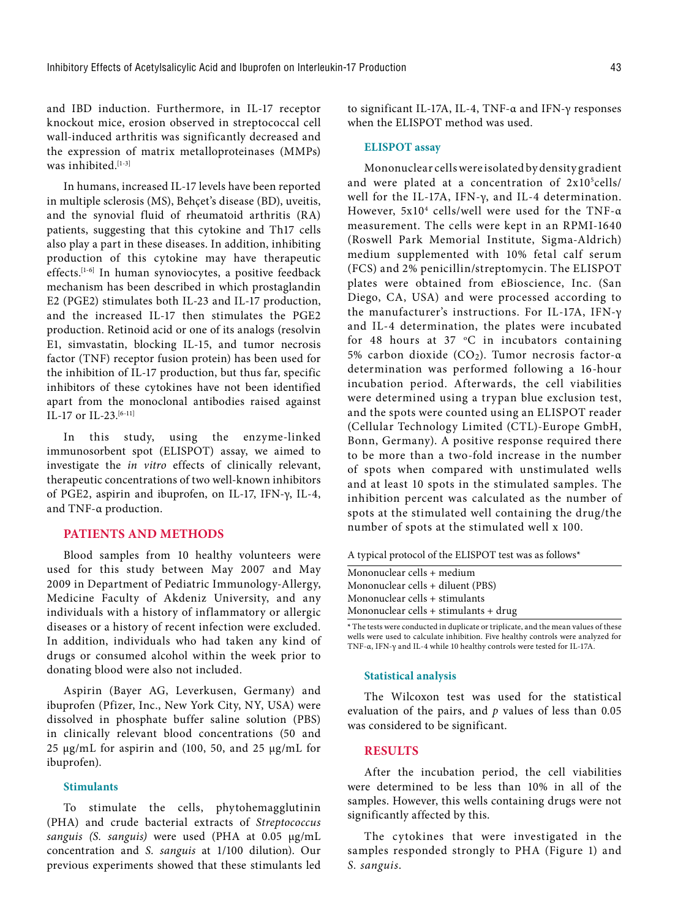and IBD induction. Furthermore, in IL-17 receptor knockout mice, erosion observed in streptococcal cell wall-induced arthritis was significantly decreased and the expression of matrix metalloproteinases (MMPs) was inhibited.[1-3]

In humans, increased IL-17 levels have been reported in multiple sclerosis (MS), Behçet's disease (BD), uveitis, and the synovial fluid of rheumatoid arthritis (RA) patients, suggesting that this cytokine and Th17 cells also play a part in these diseases. In addition, inhibiting production of this cytokine may have therapeutic effects.[1-6] In human synoviocytes, a positive feedback mechanism has been described in which prostaglandin E2 (PGE2) stimulates both IL-23 and IL-17 production, and the increased IL-17 then stimulates the PGE2 production. Retinoid acid or one of its analogs (resolvin E1, simvastatin, blocking IL-15, and tumor necrosis factor (TNF) receptor fusion protein) has been used for the inhibition of IL-17 production, but thus far, specific inhibitors of these cytokines have not been identified apart from the monoclonal antibodies raised against IL-17 or IL-23.[6-11]

In this study, using the enzyme-linked immunosorbent spot (ELISPOT) assay, we aimed to investigate the *in vitro* effects of clinically relevant, therapeutic concentrations of two well-known inhibitors of PGE2, aspirin and ibuprofen, on IL-17, IFN-γ, IL-4, and TNF-α production.

## PATIENTS AND METHODS

Blood samples from 10 healthy volunteers were used for this study between May 2007 and May 2009 in Department of Pediatric Immunology-Allergy, Medicine Faculty of Akdeniz University, and any individuals with a history of inflammatory or allergic diseases or a history of recent infection were excluded. In addition, individuals who had taken any kind of drugs or consumed alcohol within the week prior to donating blood were also not included.

Aspirin (Bayer AG, Leverkusen, Germany) and ibuprofen (Pfizer, Inc., New York City, NY, USA) were dissolved in phosphate buffer saline solution (PBS) in clinically relevant blood concentrations (50 and 25 µg/mL for aspirin and (100, 50, and 25 µg/mL for ibuprofen).

### Stimulants

To stimulate the cells, phytohemagglutinin (PHA) and crude bacterial extracts of *Streptococcus sanguis (S. sanguis)* were used (PHA at 0.05 µg/mL concentration and *S. sanguis* at 1/100 dilution). Our previous experiments showed that these stimulants led to significant IL-17A, IL-4, TNF-α and IFN-γ responses when the ELISPOT method was used.

### ELISPOT assay

Mononuclear cells were isolated by density gradient and were plated at a concentration of $2 \times 10^5$ cells/well for the IL-17A, IFN-γ, and IL-4 determination. However, $5 \times 10^4$ cells/well were used for the TNF-α measurement. The cells were kept in an RPMI-1640 (Roswell Park Memorial Institute, Sigma-Aldrich) medium supplemented with 10% fetal calf serum (FCS) and 2% penicillin/streptomycin. The ELISPOT plates were obtained from eBioscience, Inc. (San Diego, CA, USA) and were processed according to the manufacturer's instructions. For IL-17A, IFN-γ and IL-4 determination, the plates were incubated for 48 hours at 37 °C in incubators containing 5% carbon dioxide ($CO_2$). Tumor necrosis factor-α determination was performed following a 16-hour incubation period. Afterwards, the cell viabilities were determined using a trypan blue exclusion test, and the spots were counted using an ELISPOT reader (Cellular Technology Limited (CTL)-Europe GmbH, Bonn, Germany). A positive response required there to be more than a two-fold increase in the number of spots when compared with unstimulated wells and at least 10 spots in the stimulated samples. The inhibition percent was calculated as the number of spots at the stimulated well containing the drug/the number of spots at the stimulated well x 100.

| A typical protocol of the ELISPOT test was as follows* |
|---|
| Mononuclear cells + medium |
| Mononuclear cells + diluent (PBS) |
| Mononuclear cells + stimulants |
| Mononuclear cells + stimulants + drug |

\* The tests were conducted in duplicate or triplicate, and the mean values of these wells were used to calculate inhibition. Five healthy controls were analyzed for TNF-α, IFN-γ and IL-4 while 10 healthy controls were tested for IL-17A.

### Statistical analysis

The Wilcoxon test was used for the statistical evaluation of the pairs, and $p$ values of less than 0.05 was considered to be significant.

## RESULTS

After the incubation period, the cell viabilities were determined to be less than 10% in all of the samples. However, this wells containing drugs were not significantly affected by this.

The cytokines that were investigated in the samples responded strongly to PHA (Figure 1) and *S. sanguis*.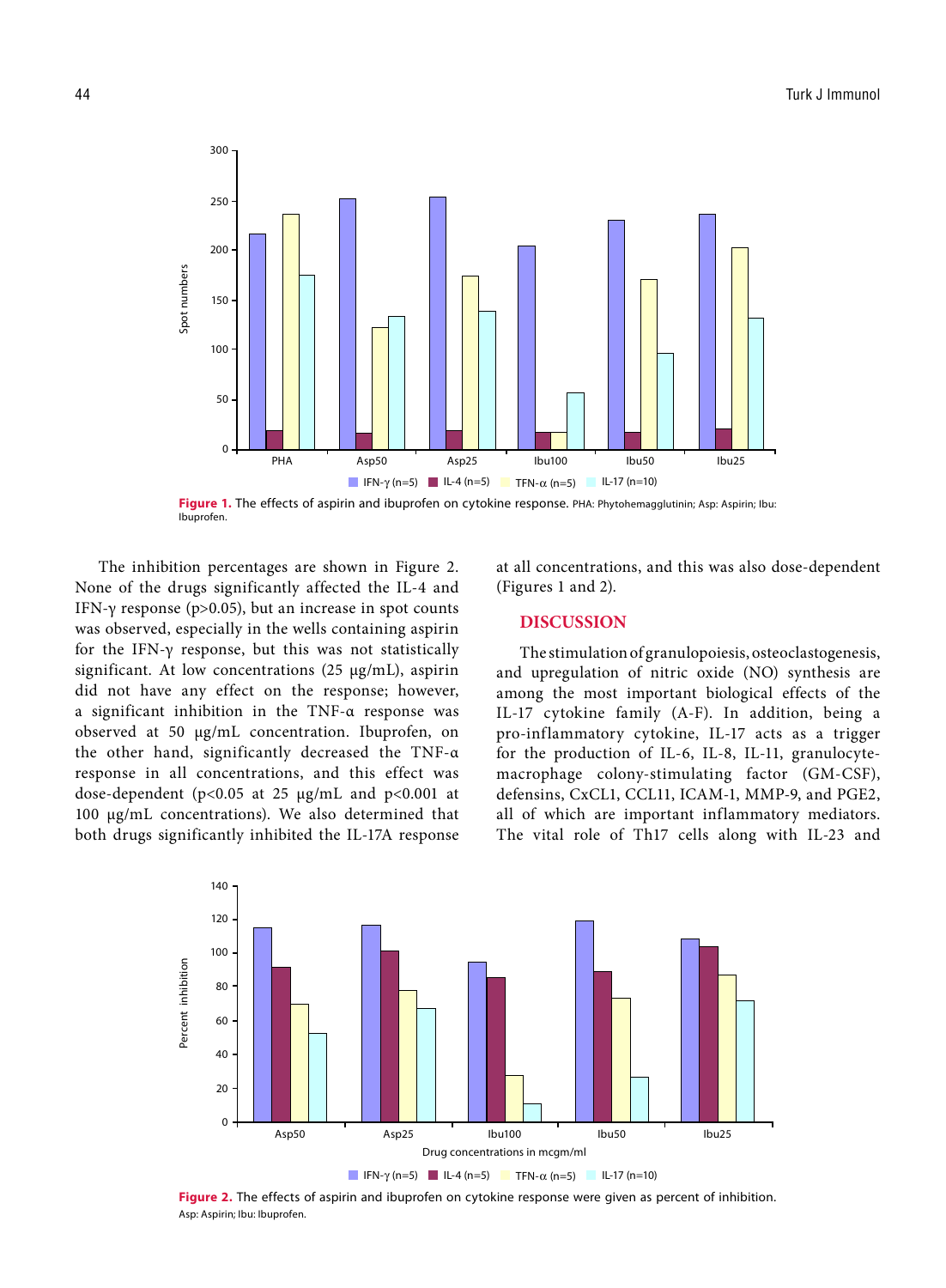**Figure 1.** The effects of aspirin and ibuprofen on cytokine response. PHA: Phytohemagglutinin; Asp: Aspirin; Ibu: Ibuprofen.

The inhibition percentages are shown in Figure 2. None of the drugs significantly affected the IL-4 and IFN-γ response ($p>0.05$), but an increase in spot counts was observed, especially in the wells containing aspirin for the IFN-γ response, but this was not statistically significant. At low concentrations (25 μg/mL), aspirin did not have any effect on the response; however, a significant inhibition in the TNF-α response was observed at 50 μg/mL concentration. Ibuprofen, on the other hand, significantly decreased the TNF-α response in all concentrations, and this effect was dose-dependent ($p<0.05$ at 25 μg/mL and $p<0.001$ at 100 μg/mL concentrations). We also determined that both drugs significantly inhibited the IL-17A response at all concentrations, and this was also dose-dependent (Figures 1 and 2).

## DISCUSSION

The stimulation of granulopoiesis, osteoclastogenesis, and upregulation of nitric oxide (NO) synthesis are among the most important biological effects of the IL-17 cytokine family (A-F). In addition, being a pro-inflammatory cytokine, IL-17 acts as a trigger for the production of IL-6, IL-8, IL-11, granulocyte-macrophage colony-stimulating factor (GM-CSF), defensins, CxCL1, CCL11, ICAM-1, MMP-9, and PGE2, all of which are important inflammatory mediators. The vital role of Th17 cells along with IL-23 and

**Figure 2.** The effects of aspirin and ibuprofen on cytokine response were given as percent of inhibition. Asp: Aspirin; Ibu: Ibuprofen.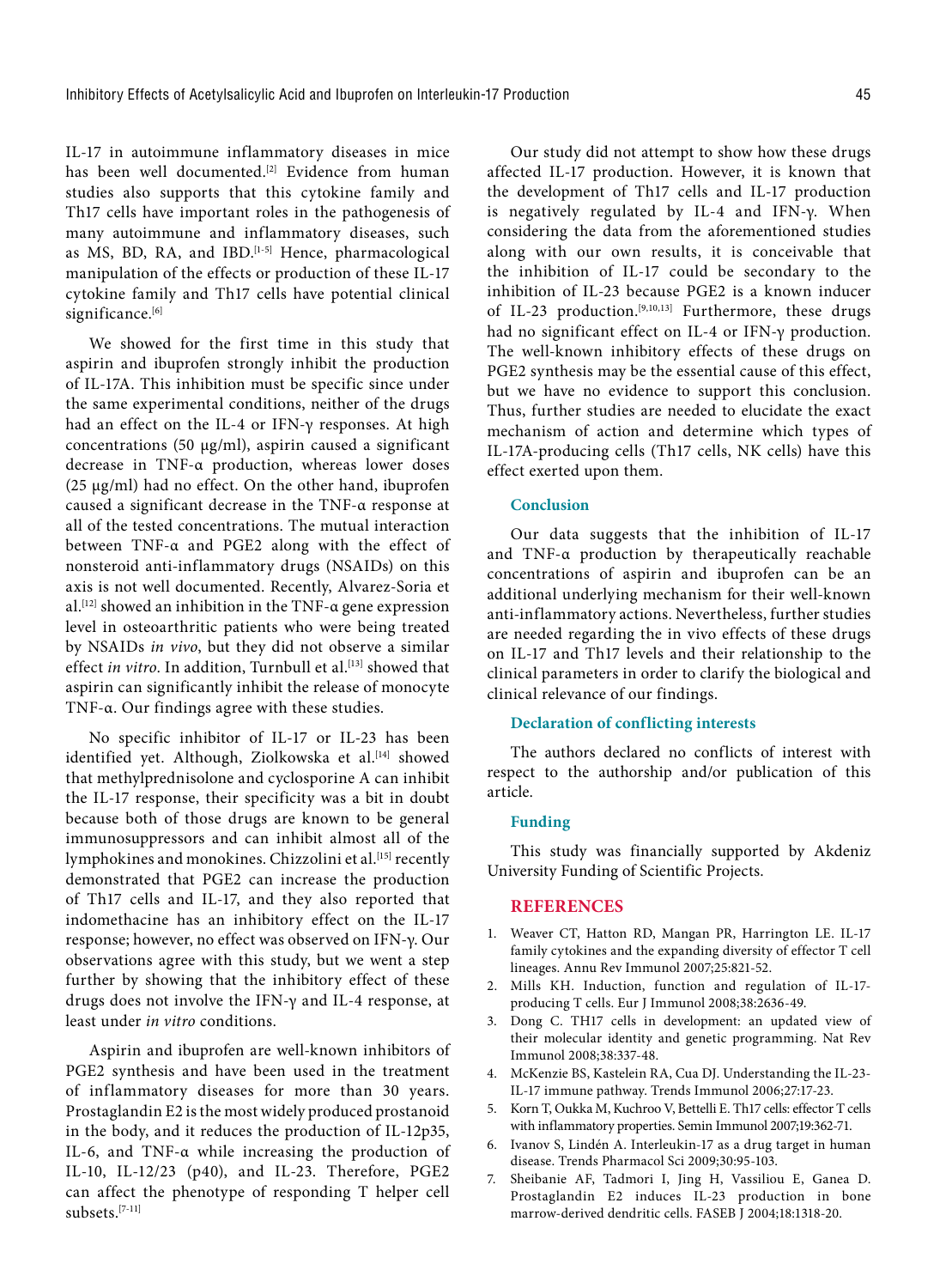IL-17 in autoimmune inflammatory diseases in mice has been well documented.[2] Evidence from human studies also supports that this cytokine family and Th17 cells have important roles in the pathogenesis of many autoimmune and inflammatory diseases, such as MS, BD, RA, and IBD.[1-5] Hence, pharmacological manipulation of the effects or production of these IL-17 cytokine family and Th17 cells have potential clinical significance.[6]

We showed for the first time in this study that aspirin and ibuprofen strongly inhibit the production of IL-17A. This inhibition must be specific since under the same experimental conditions, neither of the drugs had an effect on the IL-4 or IFN-γ responses. At high concentrations (50 µg/ml), aspirin caused a significant decrease in TNF-α production, whereas lower doses (25 µg/ml) had no effect. On the other hand, ibuprofen caused a significant decrease in the TNF-α response at all of the tested concentrations. The mutual interaction between TNF-α and PGE2 along with the effect of nonsteroid anti-inflammatory drugs (NSAIDs) on this axis is not well documented. Recently, Alvarez-Soria et al.[12] showed an inhibition in the TNF-α gene expression level in osteoarthritic patients who were being treated by NSAIDs *in vivo*, but they did not observe a similar effect *in vitro*. In addition, Turnbull et al.[13] showed that aspirin can significantly inhibit the release of monocyte TNF-α. Our findings agree with these studies.

No specific inhibitor of IL-17 or IL-23 has been identified yet. Although, Ziolkowska et al.[14] showed that methylprednisolone and cyclosporine A can inhibit the IL-17 response, their specificity was a bit in doubt because both of those drugs are known to be general immunosuppressors and can inhibit almost all of the lymphokines and monokines. Chizzolini et al.[15] recently demonstrated that PGE2 can increase the production of Th17 cells and IL-17, and they also reported that indomethacine has an inhibitory effect on the IL-17 response; however, no effect was observed on IFN-γ. Our observations agree with this study, but we went a step further by showing that the inhibitory effect of these drugs does not involve the IFN-γ and IL-4 response, at least under *in vitro* conditions.

Aspirin and ibuprofen are well-known inhibitors of PGE2 synthesis and have been used in the treatment of inflammatory diseases for more than 30 years. Prostaglandin E2 is the most widely produced prostanoid in the body, and it reduces the production of IL-12p35, IL-6, and TNF-α while increasing the production of IL-10, IL-12/23 (p40), and IL-23. Therefore, PGE2 can affect the phenotype of responding T helper cell subsets.[7-11]

Our study did not attempt to show how these drugs affected IL-17 production. However, it is known that the development of Th17 cells and IL-17 production is negatively regulated by IL-4 and IFN-γ. When considering the data from the aforementioned studies along with our own results, it is conceivable that the inhibition of IL-17 could be secondary to the inhibition of IL-23 because PGE2 is a known inducer of IL-23 production.[9,10,13] Furthermore, these drugs had no significant effect on IL-4 or IFN-γ production. The well-known inhibitory effects of these drugs on PGE2 synthesis may be the essential cause of this effect, but we have no evidence to support this conclusion. Thus, further studies are needed to elucidate the exact mechanism of action and determine which types of IL-17A-producing cells (Th17 cells, NK cells) have this effect exerted upon them.

### Conclusion

Our data suggests that the inhibition of IL-17 and TNF-α production by therapeutically reachable concentrations of aspirin and ibuprofen can be an additional underlying mechanism for their well-known anti-inflammatory actions. Nevertheless, further studies are needed regarding the in vivo effects of these drugs on IL-17 and Th17 levels and their relationship to the clinical parameters in order to clarify the biological and clinical relevance of our findings.

### Declaration of conflicting interests

The authors declared no conflicts of interest with respect to the authorship and/or publication of this article.

### Funding

This study was financially supported by Akdeniz University Funding of Scientific Projects.

## REFERENCES

1. Weaver CT, Hatton RD, Mangan PR, Harrington LE. IL-17 family cytokines and the expanding diversity of effector T cell lineages. Annu Rev Immunol 2007;25:821-52.
2. Mills KH. Induction, function and regulation of IL-17-producing T cells. Eur J Immunol 2008;38:2636-49.
3. Dong C. TH17 cells in development: an updated view of their molecular identity and genetic programming. Nat Rev Immunol 2008;38:337-48.
4. McKenzie BS, Kastelein RA, Cua DJ. Understanding the IL-23-IL-17 immune pathway. Trends Immunol 2006;27:17-23.
5. Korn T, Oukka M, Kuchroo V, Bettelli E. Th17 cells: effector T cells with inflammatory properties. Semin Immunol 2007;19:362-71.
6. Ivanov S, Lindén A. Interleukin-17 as a drug target in human disease. Trends Pharmacol Sci 2009;30:95-103.
7. Sheibanie AF, Tadmori I, Jing H, Vassiliou E, Ganea D. Prostaglandin E2 induces IL-23 production in bone marrow-derived dendritic cells. FASEB J 2004;18:1318-20.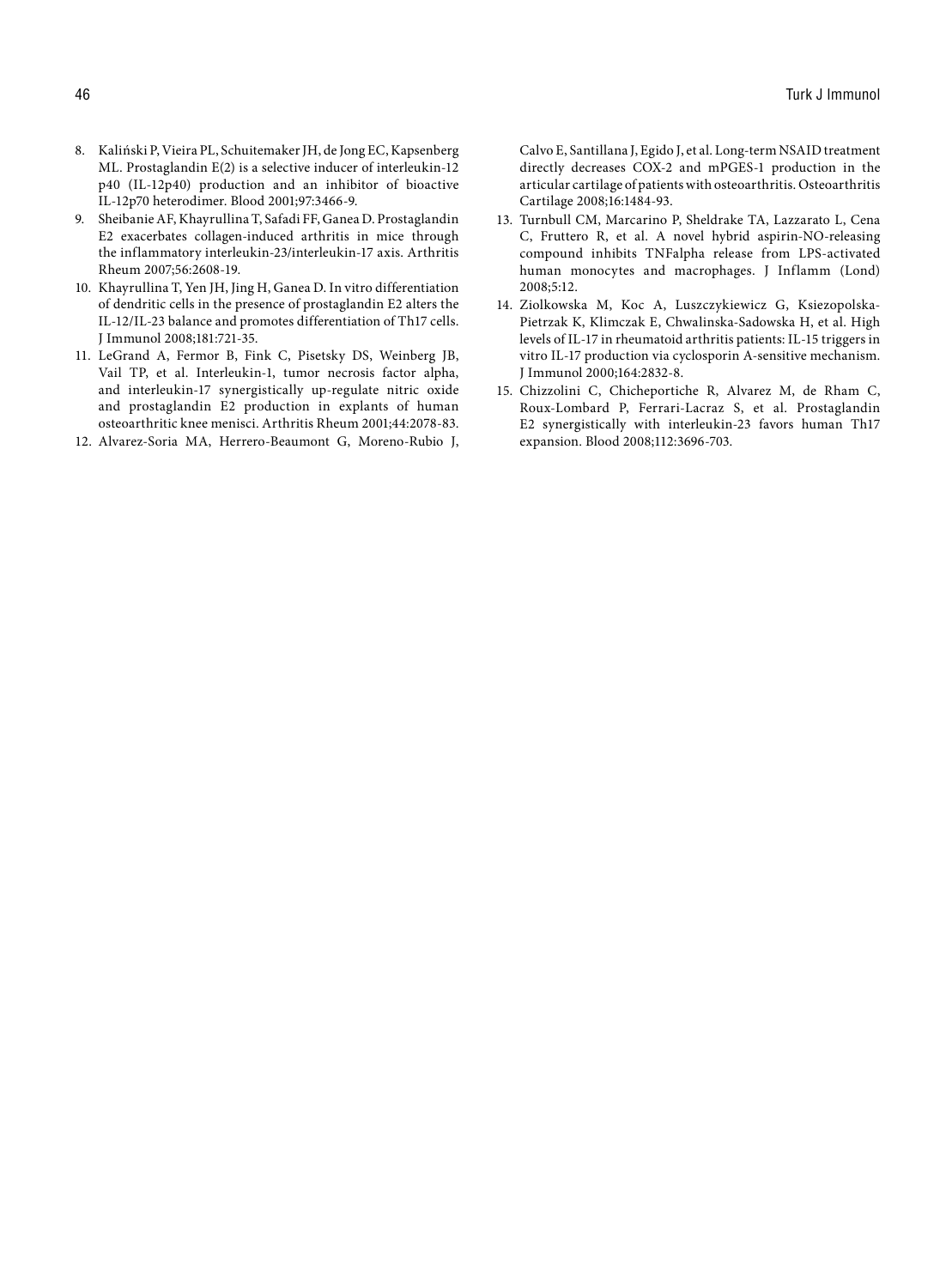8. Kaliński P, Vieira PL, Schuitemaker JH, de Jong EC, Kapsenberg ML. Prostaglandin E(2) is a selective inducer of interleukin-12 p40 (IL-12p40) production and an inhibitor of bioactive IL-12p70 heterodimer. Blood 2001;97:3466-9.
9. Sheibanie AF, Khayrullina T, Safadi FF, Ganea D. Prostaglandin E2 exacerbates collagen-induced arthritis in mice through the inflammatory interleukin-23/interleukin-17 axis. Arthritis Rheum 2007;56:2608-19.
10. Khayrullina T, Yen JH, Jing H, Ganea D. In vitro differentiation of dendritic cells in the presence of prostaglandin E2 alters the IL-12/IL-23 balance and promotes differentiation of Th17 cells. J Immunol 2008;181:721-35.
11. LeGrand A, Fermor B, Fink C, Pisetsky DS, Weinberg JB, Vail TP, et al. Interleukin-1, tumor necrosis factor alpha, and interleukin-17 synergistically up-regulate nitric oxide and prostaglandin E2 production in explants of human osteoarthritic knee menisci. Arthritis Rheum 2001;44:2078-83.
12. Alvarez-Soria MA, Herrero-Beaumont G, Moreno-Rubio J, Calvo E, Santillana J, Egido J, et al. Long-term NSAID treatment directly decreases COX-2 and mPGES-1 production in the articular cartilage of patients with osteoarthritis. Osteoarthritis Cartilage 2008;16:1484-93.
13. Turnbull CM, Marcarino P, Sheldrake TA, Lazzarato L, Cena C, Fruttero R, et al. A novel hybrid aspirin-NO-releasing compound inhibits TNFalpha release from LPS-activated human monocytes and macrophages. J Inflamm (Lond) 2008;5:12.
14. Ziolkowska M, Koc A, Luszczykiewicz G, Ksiezopolska-Pietrzak K, Klimczak E, Chwalinska-Sadowska H, et al. High levels of IL-17 in rheumatoid arthritis patients: IL-15 triggers in vitro IL-17 production via cyclosporin A-sensitive mechanism. J Immunol 2000;164:2832-8.
15. Chizzolini C, Chicheportiche R, Alvarez M, de Rham C, Roux-Lombard P, Ferrari-Lacraz S, et al. Prostaglandin E2 synergistically with interleukin-23 favors human Th17 expansion. Blood 2008;112:3696-703.